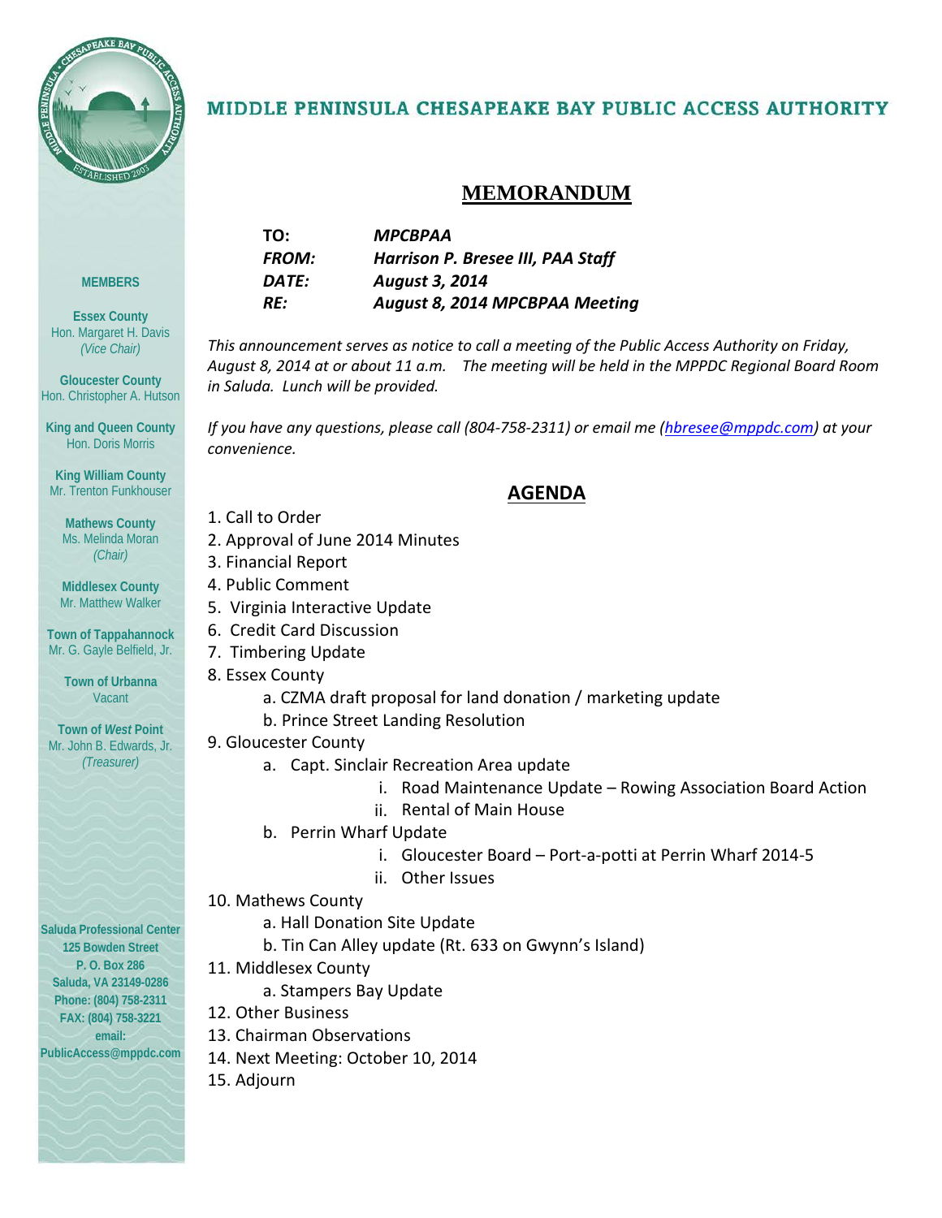# MIDDLE PENINSULA CHESAPEAKE BAY PUBLIC ACCESS AUTHORITY

**MEMBERS**

**Essex County**
Hon. Margaret H. Davis
*(Vice Chair)*

**Gloucester County**
Hon. Christopher A. Hutson

**King and Queen County**
Hon. Doris Morris

**King William County**
Mr. Trenton Funkhouser

**Mathews County**
Ms. Melinda Moran
*(Chair)*

**Middlesex County**
Mr. Matthew Walker

**Town of Tappahannock**
Mr. G. Gayle Belfield, Jr.

**Town of Urbanna**
Vacant

**Town of *West* Point**
Mr. John B. Edwards, Jr.
*(Treasurer)*

**Saluda Professional Center**
**125 Bowden Street**
**P. O. Box 286**
**Saluda, VA 23149-0286**
**Phone: (804) 758-2311**
**FAX: (804) 758-3221**
**email:**
**PublicAccess@mppdc.com**

## MEMORANDUM

| | |
|---|---|
| **TO:** | ***MPCBPAA*** |
| ***FROM:*** | ***Harrison P. Bresee III, PAA Staff*** |
| ***DATE:*** | ***August 3, 2014*** |
| ***RE:*** | ***August 8, 2014 MPCBPAA Meeting*** |

*This announcement serves as notice to call a meeting of the Public Access Authority on Friday, August 8, 2014 at or about 11 a.m. The meeting will be held in the MPPDC Regional Board Room in Saluda. Lunch will be provided.*

*If you have any questions, please call (804-758-2311) or email me (hbresee@mppdc.com) at your convenience.*

## AGENDA

1. Call to Order
2. Approval of June 2014 Minutes
3. Financial Report
4. Public Comment
5. Virginia Interactive Update
6. Credit Card Discussion
7. Timbering Update
8. Essex County
    a. CZMA draft proposal for land donation / marketing update
    b. Prince Street Landing Resolution
9. Gloucester County
    a. Capt. Sinclair Recreation Area update
        i. Road Maintenance Update – Rowing Association Board Action
        ii. Rental of Main House
    b. Perrin Wharf Update
        i. Gloucester Board – Port-a-potti at Perrin Wharf 2014-5
        ii. Other Issues
10. Mathews County
    a. Hall Donation Site Update
    b. Tin Can Alley update (Rt. 633 on Gwynn's Island)
11. Middlesex County
    a. Stampers Bay Update
12. Other Business
13. Chairman Observations
14. Next Meeting: October 10, 2014
15. Adjourn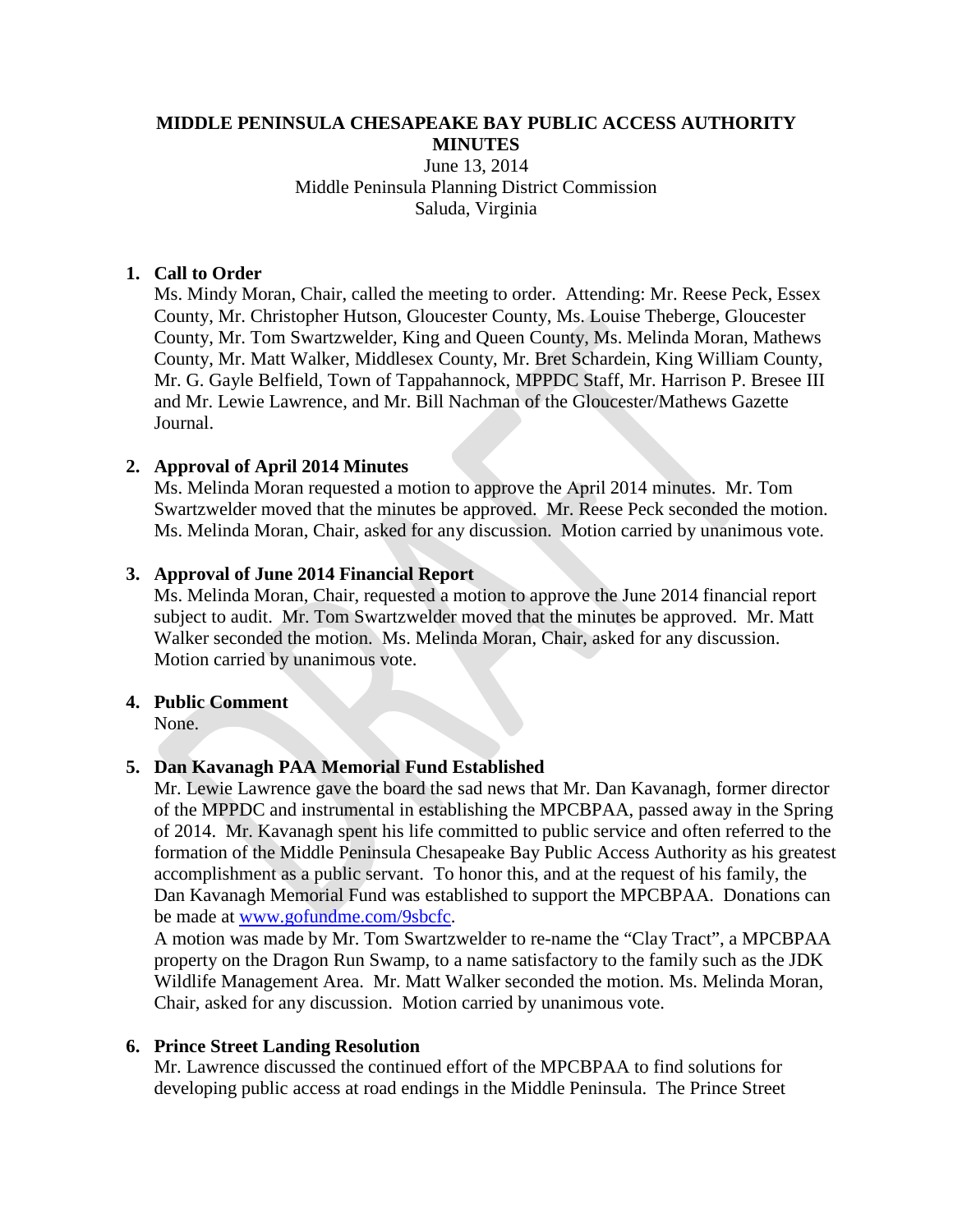**MIDDLE PENINSULA CHESAPEAKE BAY PUBLIC ACCESS AUTHORITY MINUTES**

June 13, 2014
Middle Peninsula Planning District Commission
Saluda, Virginia

1. **Call to Order**

   Ms. Mindy Moran, Chair, called the meeting to order. Attending: Mr. Reese Peck, Essex County, Mr. Christopher Hutson, Gloucester County, Ms. Louise Theberge, Gloucester County, Mr. Tom Swartzwelder, King and Queen County, Ms. Melinda Moran, Mathews County, Mr. Matt Walker, Middlesex County, Mr. Bret Schardein, King William County, Mr. G. Gayle Belfield, Town of Tappahannock, MPPDC Staff, Mr. Harrison P. Bresee III and Mr. Lewie Lawrence, and Mr. Bill Nachman of the Gloucester/Mathews Gazette Journal.

2. **Approval of April 2014 Minutes**

   Ms. Melinda Moran requested a motion to approve the April 2014 minutes. Mr. Tom Swartzwelder moved that the minutes be approved. Mr. Reese Peck seconded the motion. Ms. Melinda Moran, Chair, asked for any discussion. Motion carried by unanimous vote.

3. **Approval of June 2014 Financial Report**

   Ms. Melinda Moran, Chair, requested a motion to approve the June 2014 financial report subject to audit. Mr. Tom Swartzwelder moved that the minutes be approved. Mr. Matt Walker seconded the motion. Ms. Melinda Moran, Chair, asked for any discussion. Motion carried by unanimous vote.

4. **Public Comment**

   None.

5. **Dan Kavanagh PAA Memorial Fund Established**

   Mr. Lewie Lawrence gave the board the sad news that Mr. Dan Kavanagh, former director of the MPPDC and instrumental in establishing the MPCBPAA, passed away in the Spring of 2014. Mr. Kavanagh spent his life committed to public service and often referred to the formation of the Middle Peninsula Chesapeake Bay Public Access Authority as his greatest accomplishment as a public servant. To honor this, and at the request of his family, the Dan Kavanagh Memorial Fund was established to support the MPCBPAA. Donations can be made at [www.gofundme.com/9sbcfc](http://www.gofundme.com/9sbcfc).

   A motion was made by Mr. Tom Swartzwelder to re-name the "Clay Tract", a MPCBPAA property on the Dragon Run Swamp, to a name satisfactory to the family such as the JDK Wildlife Management Area. Mr. Matt Walker seconded the motion. Ms. Melinda Moran, Chair, asked for any discussion. Motion carried by unanimous vote.

6. **Prince Street Landing Resolution**

   Mr. Lawrence discussed the continued effort of the MPCBPAA to find solutions for developing public access at road endings in the Middle Peninsula. The Prince Street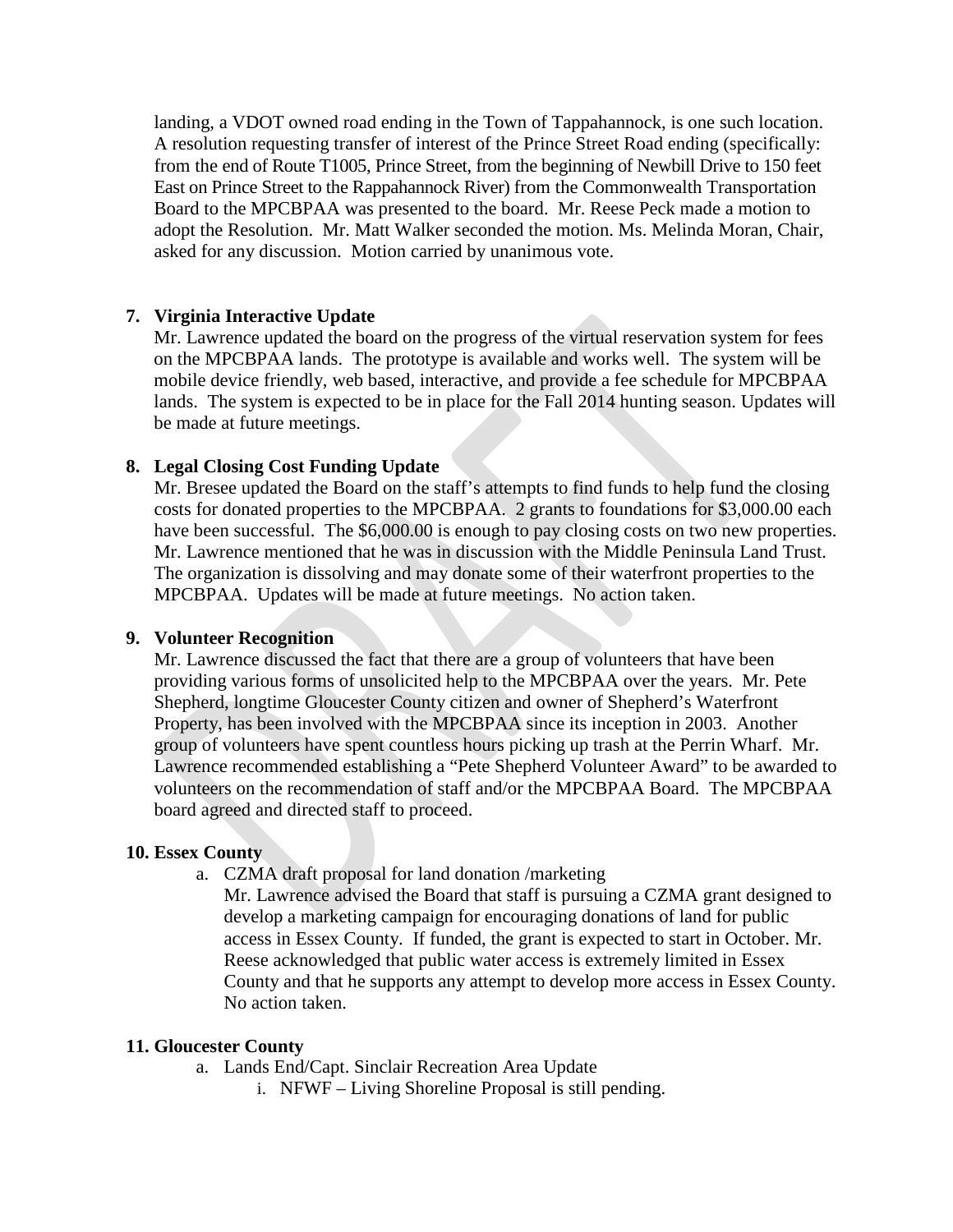landing, a VDOT owned road ending in the Town of Tappahannock, is one such location. A resolution requesting transfer of interest of the Prince Street Road ending (specifically: from the end of Route T1005, Prince Street, from the beginning of Newbill Drive to 150 feet East on Prince Street to the Rappahannock River) from the Commonwealth Transportation Board to the MPCBPAA was presented to the board. Mr. Reese Peck made a motion to adopt the Resolution. Mr. Matt Walker seconded the motion. Ms. Melinda Moran, Chair, asked for any discussion. Motion carried by unanimous vote.

**7. Virginia Interactive Update**

Mr. Lawrence updated the board on the progress of the virtual reservation system for fees on the MPCBPAA lands. The prototype is available and works well. The system will be mobile device friendly, web based, interactive, and provide a fee schedule for MPCBPAA lands. The system is expected to be in place for the Fall 2014 hunting season. Updates will be made at future meetings.

**8. Legal Closing Cost Funding Update**

Mr. Bresee updated the Board on the staff's attempts to find funds to help fund the closing costs for donated properties to the MPCBPAA. 2 grants to foundations for $3,000.00 each have been successful. The $6,000.00 is enough to pay closing costs on two new properties. Mr. Lawrence mentioned that he was in discussion with the Middle Peninsula Land Trust. The organization is dissolving and may donate some of their waterfront properties to the MPCBPAA. Updates will be made at future meetings. No action taken.

**9. Volunteer Recognition**

Mr. Lawrence discussed the fact that there are a group of volunteers that have been providing various forms of unsolicited help to the MPCBPAA over the years. Mr. Pete Shepherd, longtime Gloucester County citizen and owner of Shepherd's Waterfront Property, has been involved with the MPCBPAA since its inception in 2003. Another group of volunteers have spent countless hours picking up trash at the Perrin Wharf. Mr. Lawrence recommended establishing a "Pete Shepherd Volunteer Award" to be awarded to volunteers on the recommendation of staff and/or the MPCBPAA Board. The MPCBPAA board agreed and directed staff to proceed.

**10. Essex County**

a. CZMA draft proposal for land donation /marketing

Mr. Lawrence advised the Board that staff is pursuing a CZMA grant designed to develop a marketing campaign for encouraging donations of land for public access in Essex County. If funded, the grant is expected to start in October. Mr. Reese acknowledged that public water access is extremely limited in Essex County and that he supports any attempt to develop more access in Essex County. No action taken.

**11. Gloucester County**

a. Lands End/Capt. Sinclair Recreation Area Update

i. NFWF – Living Shoreline Proposal is still pending.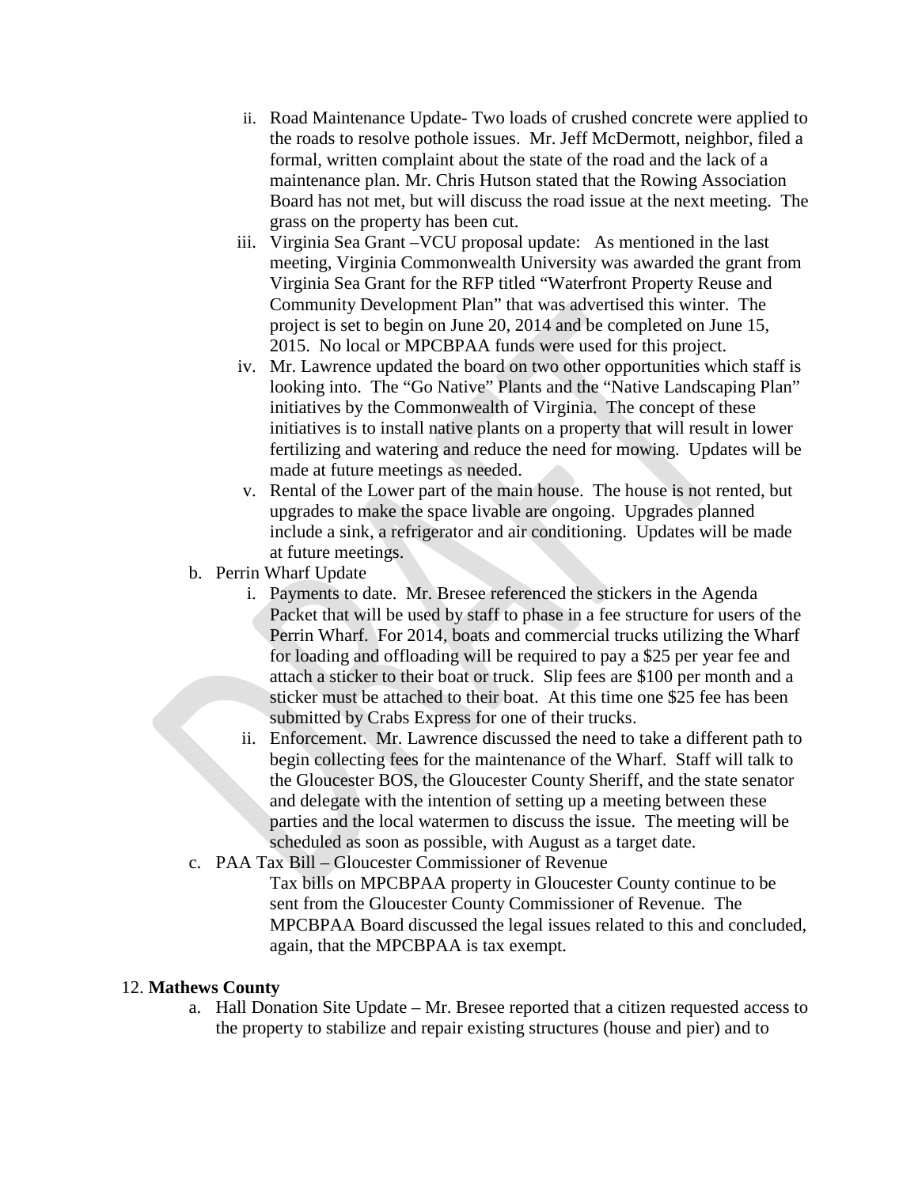- ii. Road Maintenance Update- Two loads of crushed concrete were applied to the roads to resolve pothole issues. Mr. Jeff McDermott, neighbor, filed a formal, written complaint about the state of the road and the lack of a maintenance plan. Mr. Chris Hutson stated that the Rowing Association Board has not met, but will discuss the road issue at the next meeting. The grass on the property has been cut.
- iii. Virginia Sea Grant –VCU proposal update: As mentioned in the last meeting, Virginia Commonwealth University was awarded the grant from Virginia Sea Grant for the RFP titled "Waterfront Property Reuse and Community Development Plan" that was advertised this winter. The project is set to begin on June 20, 2014 and be completed on June 15, 2015. No local or MPCBPAA funds were used for this project.
- iv. Mr. Lawrence updated the board on two other opportunities which staff is looking into. The "Go Native" Plants and the "Native Landscaping Plan" initiatives by the Commonwealth of Virginia. The concept of these initiatives is to install native plants on a property that will result in lower fertilizing and watering and reduce the need for mowing. Updates will be made at future meetings as needed.
- v. Rental of the Lower part of the main house. The house is not rented, but upgrades to make the space livable are ongoing. Upgrades planned include a sink, a refrigerator and air conditioning. Updates will be made at future meetings.

b. Perrin Wharf Update

- i. Payments to date. Mr. Bresee referenced the stickers in the Agenda Packet that will be used by staff to phase in a fee structure for users of the Perrin Wharf. For 2014, boats and commercial trucks utilizing the Wharf for loading and offloading will be required to pay a $25 per year fee and attach a sticker to their boat or truck. Slip fees are $100 per month and a sticker must be attached to their boat. At this time one $25 fee has been submitted by Crabs Express for one of their trucks.
- ii. Enforcement. Mr. Lawrence discussed the need to take a different path to begin collecting fees for the maintenance of the Wharf. Staff will talk to the Gloucester BOS, the Gloucester County Sheriff, and the state senator and delegate with the intention of setting up a meeting between these parties and the local watermen to discuss the issue. The meeting will be scheduled as soon as possible, with August as a target date.

c. PAA Tax Bill – Gloucester Commissioner of Revenue

Tax bills on MPCBPAA property in Gloucester County continue to be sent from the Gloucester County Commissioner of Revenue. The MPCBPAA Board discussed the legal issues related to this and concluded, again, that the MPCBPAA is tax exempt.

12. **Mathews County**

a. Hall Donation Site Update – Mr. Bresee reported that a citizen requested access to the property to stabilize and repair existing structures (house and pier) and to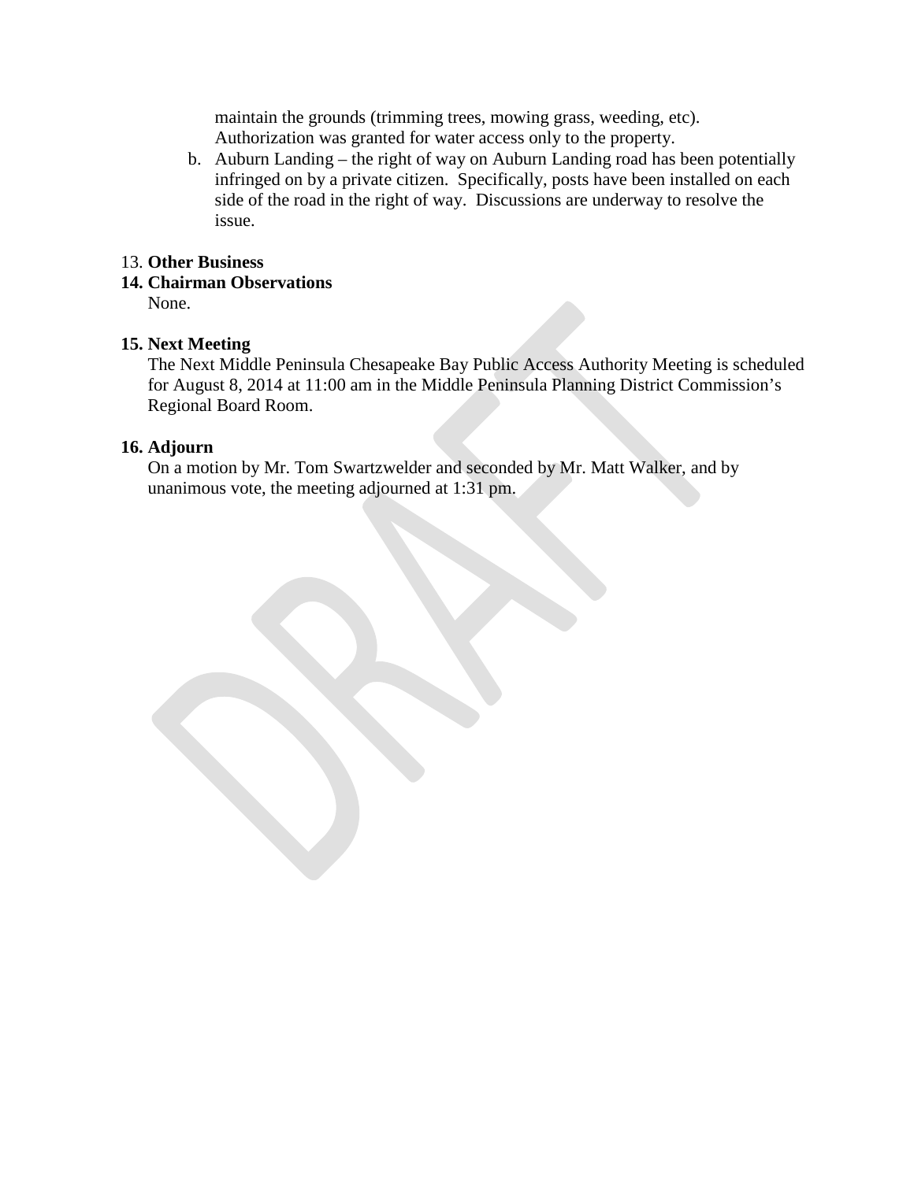maintain the grounds (trimming trees, mowing grass, weeding, etc). Authorization was granted for water access only to the property.

b. Auburn Landing – the right of way on Auburn Landing road has been potentially infringed on by a private citizen. Specifically, posts have been installed on each side of the road in the right of way. Discussions are underway to resolve the issue.

13. **Other Business**

14. **Chairman Observations**

None.

15. **Next Meeting**

The Next Middle Peninsula Chesapeake Bay Public Access Authority Meeting is scheduled for August 8, 2014 at 11:00 am in the Middle Peninsula Planning District Commission's Regional Board Room.

16. **Adjourn**

On a motion by Mr. Tom Swartzwelder and seconded by Mr. Matt Walker, and by unanimous vote, the meeting adjourned at 1:31 pm.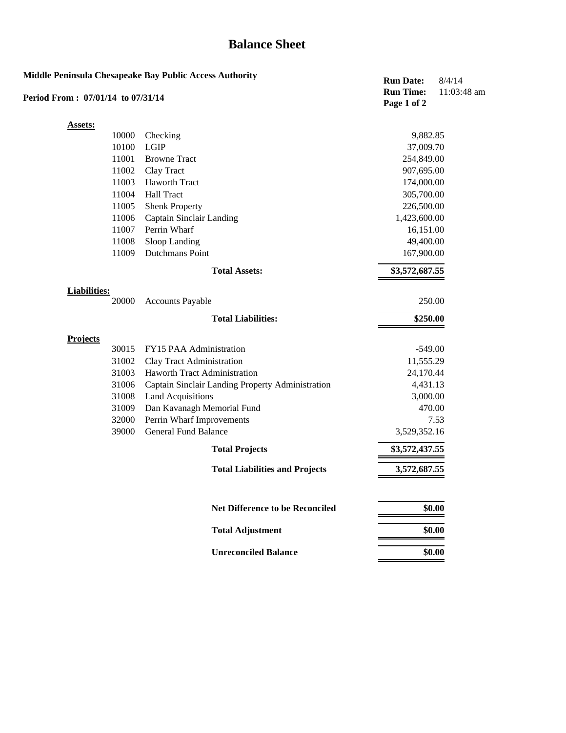# Balance Sheet

**Middle Peninsula Chesapeake Bay Public Access Authority**

**Period From : 07/01/14 to 07/31/14**

**Run Date:** 8/4/14
**Run Time:** 11:03:48 am

| | | | |
|---|---|---|---|
| **Assets:** | | | |
| | 10000 | Checking | 9,882.85 |
| | 10100 | LGIP | 37,009.70 |
| | 11001 | Browne Tract | 254,849.00 |
| | 11002 | Clay Tract | 907,695.00 |
| | 11003 | Haworth Tract | 174,000.00 |
| | 11004 | Hall Tract | 305,700.00 |
| | 11005 | Shenk Property | 226,500.00 |
| | 11006 | Captain Sinclair Landing | 1,423,600.00 |
| | 11007 | Perrin Wharf | 16,151.00 |
| | 11008 | Sloop Landing | 49,400.00 |
| | 11009 | Dutchmans Point | 167,900.00 |
| | | **Total Assets:** | **$3,572,687.55** |
| **Liabilities:** | | | |
| | 20000 | Accounts Payable | 250.00 |
| | | **Total Liabilities:** | **$250.00** |
| **Projects** | | | |
| | 30015 | FY15 PAA Administration | -549.00 |
| | 31002 | Clay Tract Administration | 11,555.29 |
| | 31003 | Haworth Tract Administration | 24,170.44 |
| | 31006 | Captain Sinclair Landing Property Administration | 4,431.13 |
| | 31008 | Land Acquisitions | 3,000.00 |
| | 31009 | Dan Kavanagh Memorial Fund | 470.00 |
| | 32000 | Perrin Wharf Improvements | 7.53 |
| | 39000 | General Fund Balance | 3,529,352.16 |
| | | **Total Projects** | **$3,572,437.55** |
| | | **Total Liabilities and Projects** | **3,572,687.55** |
| | | **Net Difference to be Reconciled** | **$0.00** |
| | | **Total Adjustment** | **$0.00** |
| | | **Unreconciled Balance** | **$0.00** |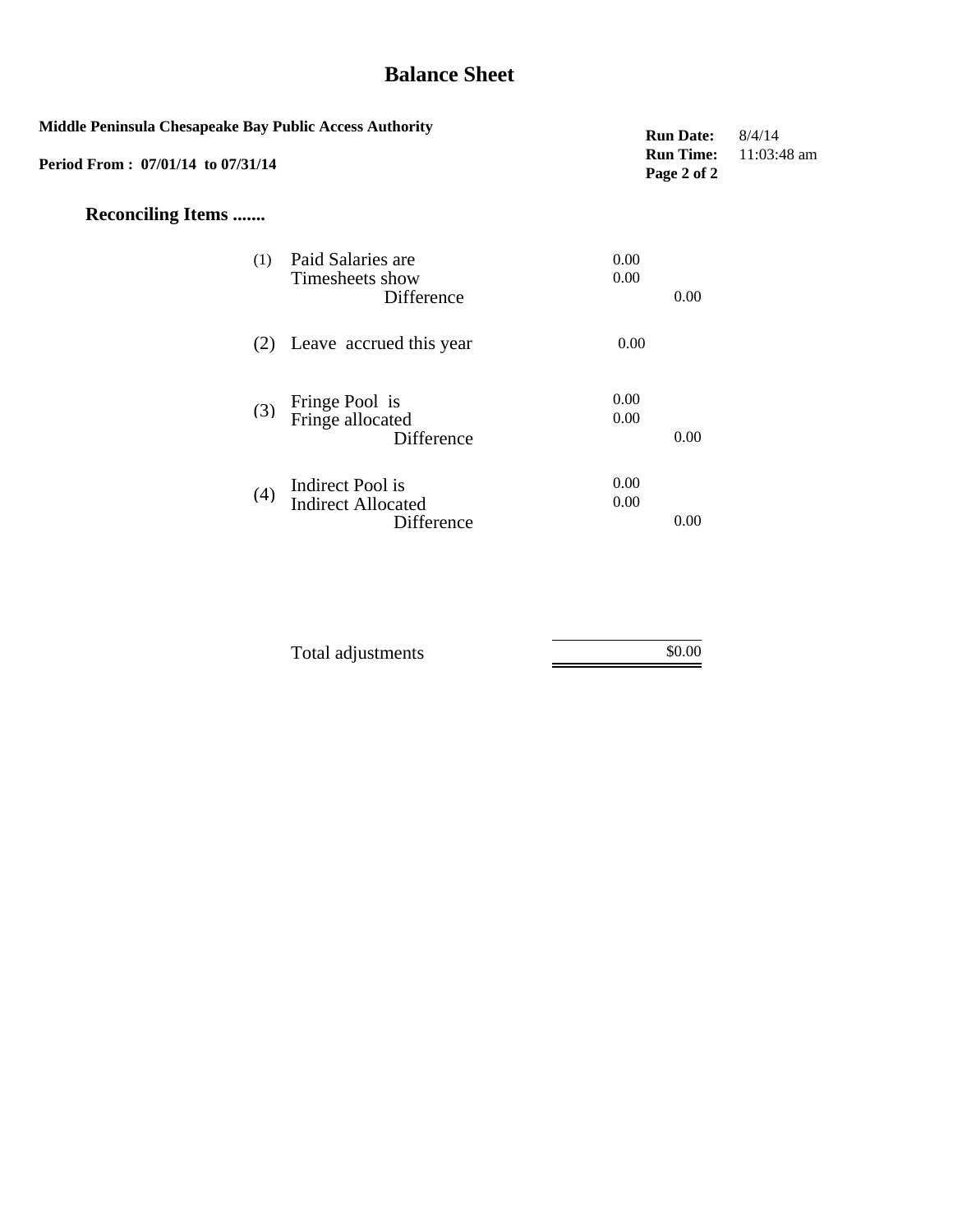# Balance Sheet

**Middle Peninsula Chesapeake Bay Public Access Authority**

**Period From : 07/01/14 to 07/31/14**

**Run Date:** 8/4/14
**Run Time:** 11:03:48 am

## Reconciling Items .......

| | | | |
|---|---|---|---|
| (1) | Paid Salaries are | 0.00 | |
| | Timesheets show | 0.00 | |
| | Difference | | 0.00 |
| (2) | Leave accrued this year | 0.00 | |
| (3) | Fringe Pool is | 0.00 | |
| | Fringe allocated | 0.00 | |
| | Difference | | 0.00 |
| (4) | Indirect Pool is | 0.00 | |
| | Indirect Allocated | 0.00 | |
| | Difference | | 0.00 |
| | Total adjustments | | $0.00 |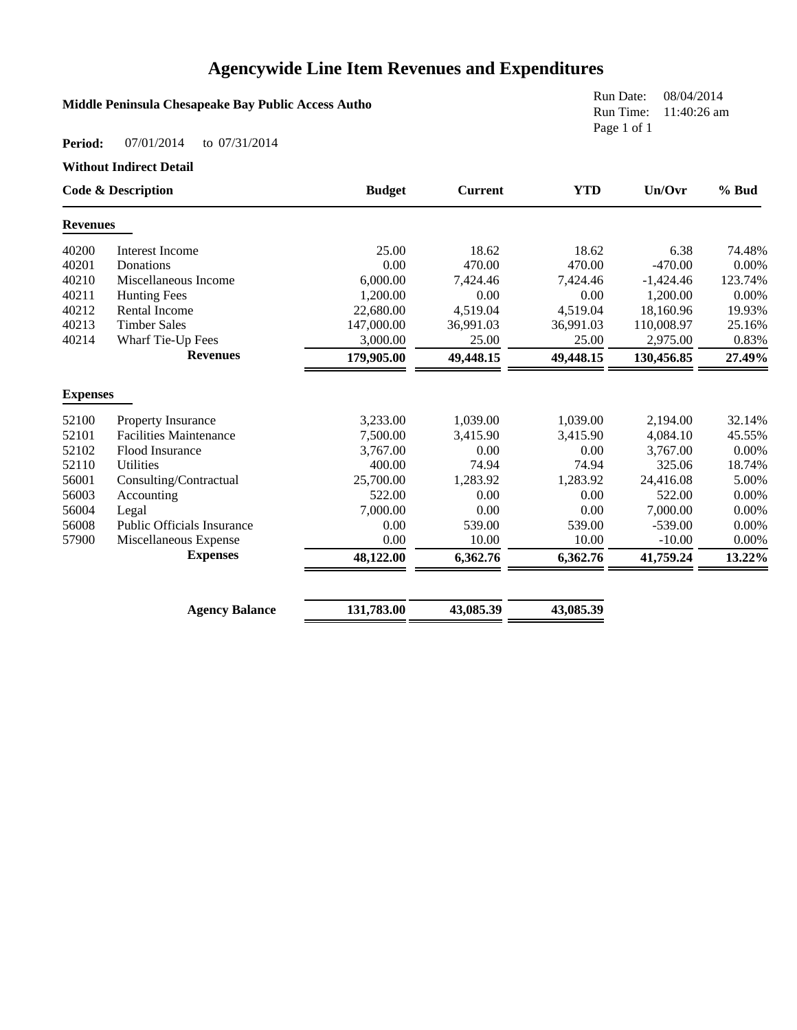# Agencywide Line Item Revenues and Expenditures

**Middle Peninsula Chesapeake Bay Public Access Autho**

Run Date: 08/04/2014
Run Time: 11:40:26 am

**Period:** 07/01/2014 to 07/31/2014

**Without Indirect Detail**

| Code | Description | Budget | Current | YTD | Un/Ovr | % Bud |
|---|---|---|---|---|---|---|
| **Revenues** | | | | | | |
| 40200 | Interest Income | 25.00 | 18.62 | 18.62 | 6.38 | 74.48% |
| 40201 | Donations | 0.00 | 470.00 | 470.00 | -470.00 | 0.00% |
| 40210 | Miscellaneous Income | 6,000.00 | 7,424.46 | 7,424.46 | -1,424.46 | 123.74% |
| 40211 | Hunting Fees | 1,200.00 | 0.00 | 0.00 | 1,200.00 | 0.00% |
| 40212 | Rental Income | 22,680.00 | 4,519.04 | 4,519.04 | 18,160.96 | 19.93% |
| 40213 | Timber Sales | 147,000.00 | 36,991.03 | 36,991.03 | 110,008.97 | 25.16% |
| 40214 | Wharf Tie-Up Fees | 3,000.00 | 25.00 | 25.00 | 2,975.00 | 0.83% |
| | **Revenues** | **179,905.00** | **49,448.15** | **49,448.15** | **130,456.85** | **27.49%** |
| **Expenses** | | | | | | |
| 52100 | Property Insurance | 3,233.00 | 1,039.00 | 1,039.00 | 2,194.00 | 32.14% |
| 52101 | Facilities Maintenance | 7,500.00 | 3,415.90 | 3,415.90 | 4,084.10 | 45.55% |
| 52102 | Flood Insurance | 3,767.00 | 0.00 | 0.00 | 3,767.00 | 0.00% |
| 52110 | Utilities | 400.00 | 74.94 | 74.94 | 325.06 | 18.74% |
| 56001 | Consulting/Contractual | 25,700.00 | 1,283.92 | 1,283.92 | 24,416.08 | 5.00% |
| 56003 | Accounting | 522.00 | 0.00 | 0.00 | 522.00 | 0.00% |
| 56004 | Legal | 7,000.00 | 0.00 | 0.00 | 7,000.00 | 0.00% |
| 56008 | Public Officials Insurance | 0.00 | 539.00 | 539.00 | -539.00 | 0.00% |
| 57900 | Miscellaneous Expense | 0.00 | 10.00 | 10.00 | -10.00 | 0.00% |
| | **Expenses** | **48,122.00** | **6,362.76** | **6,362.76** | **41,759.24** | **13.22%** |
| | **Agency Balance** | **131,783.00** | **43,085.39** | **43,085.39** | | |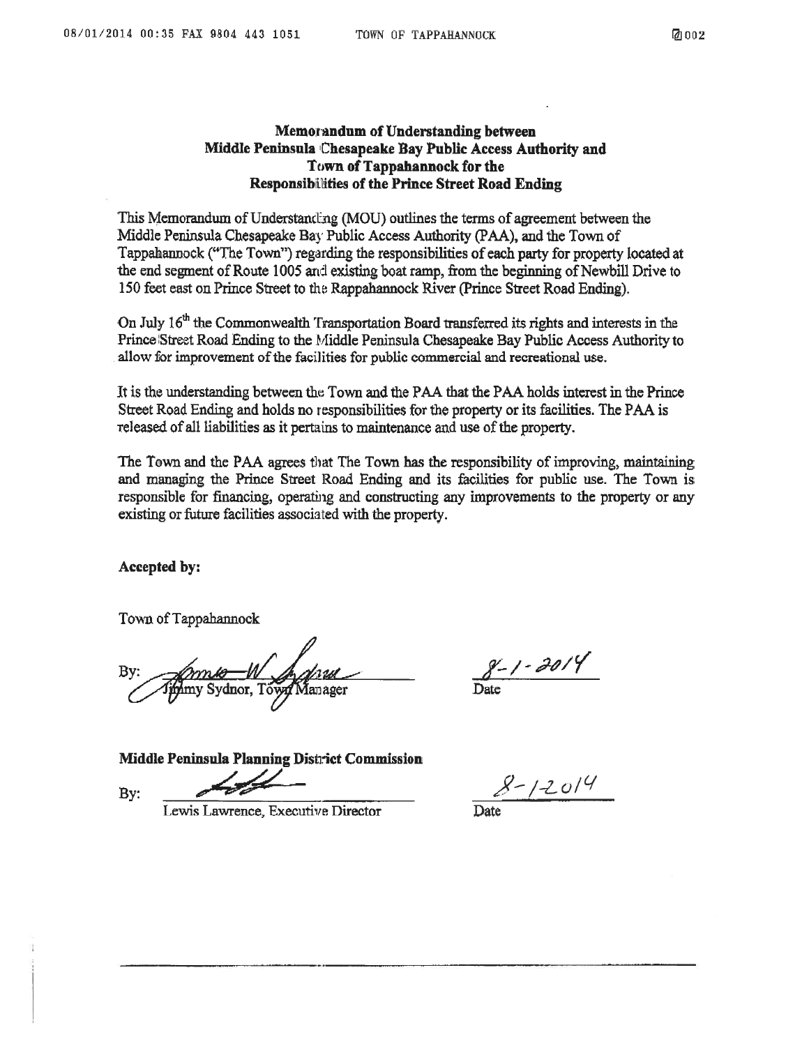**Memorandum of Understanding between Middle Peninsula Chesapeake Bay Public Access Authority and Town of Tappahannock for the Responsibilities of the Prince Street Road Ending**

This Memorandum of Understanding (MOU) outlines the terms of agreement between the Middle Peninsula Chesapeake Bay Public Access Authority (PAA), and the Town of Tappahannock ("The Town") regarding the responsibilities of each party for property located at the end segment of Route 1005 and existing boat ramp, from the beginning of Newbill Drive to 150 feet east on Prince Street to the Rappahannock River (Prince Street Road Ending).

On July 16th the Commonwealth Transportation Board transferred its rights and interests in the Prince Street Road Ending to the Middle Peninsula Chesapeake Bay Public Access Authority to allow for improvement of the facilities for public commercial and recreational use.

It is the understanding between the Town and the PAA that the PAA holds interest in the Prince Street Road Ending and holds no responsibilities for the property or its facilities. The PAA is released of all liabilities as it pertains to maintenance and use of the property.

The Town and the PAA agrees that The Town has the responsibility of improving, maintaining and managing the Prince Street Road Ending and its facilities for public use. The Town is responsible for financing, operating and constructing any improvements to the property or any existing or future facilities associated with the property.

**Accepted by:**

Town of Tappahannock

By: Jimmy Sydnor, Town Manager — Date: 8-1-2014

**Middle Peninsula Planning District Commission**

By: Lewis Lawrence, Executive Director — Date: 8-1-2014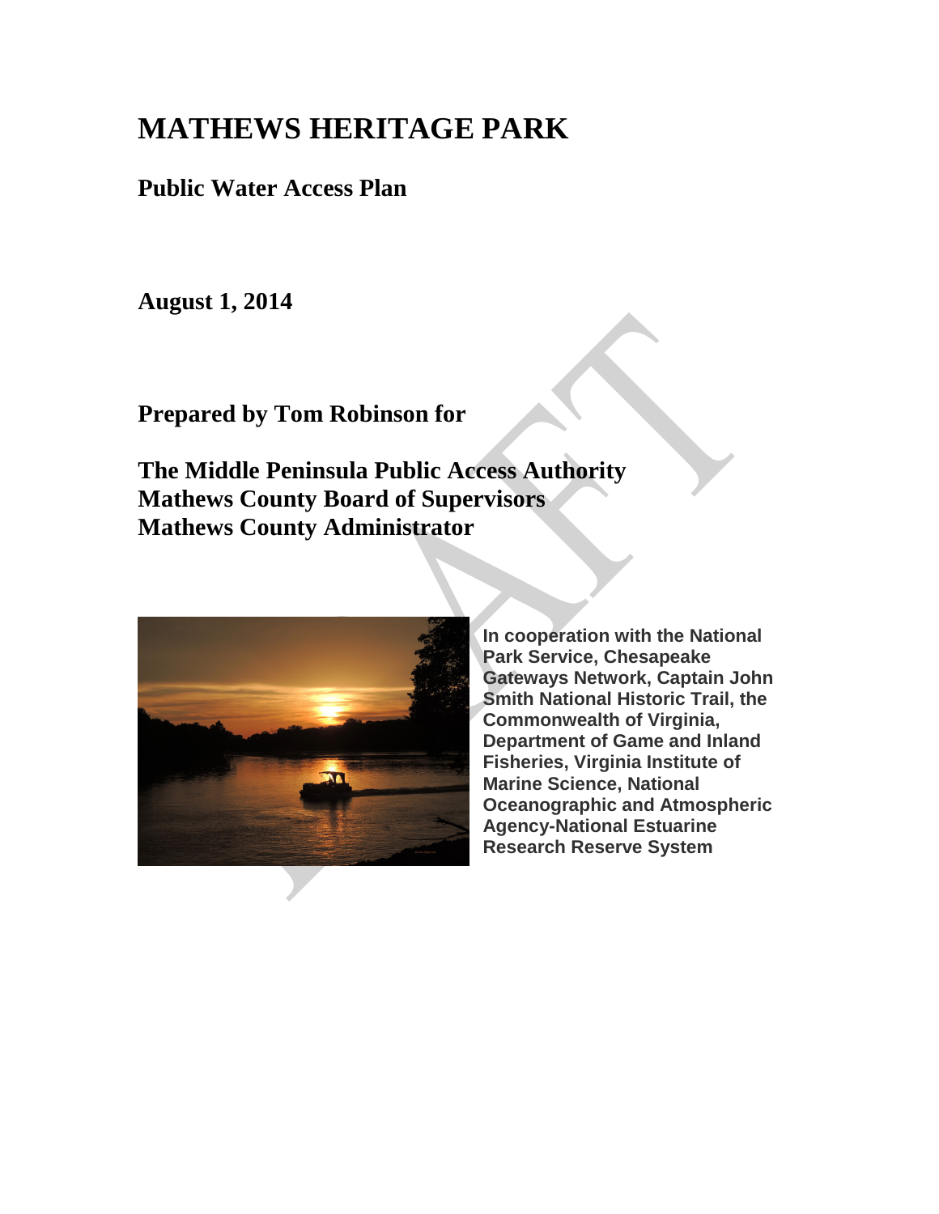# MATHEWS HERITAGE PARK

**Public Water Access Plan**

**August 1, 2014**

**Prepared by Tom Robinson for**

**The Middle Peninsula Public Access Authority**
**Mathews County Board of Supervisors**
**Mathews County Administrator**

**In cooperation with the National Park Service, Chesapeake Gateways Network, Captain John Smith National Historic Trail, the Commonwealth of Virginia, Department of Game and Inland Fisheries, Virginia Institute of Marine Science, National Oceanographic and Atmospheric Agency-National Estuarine Research Reserve System**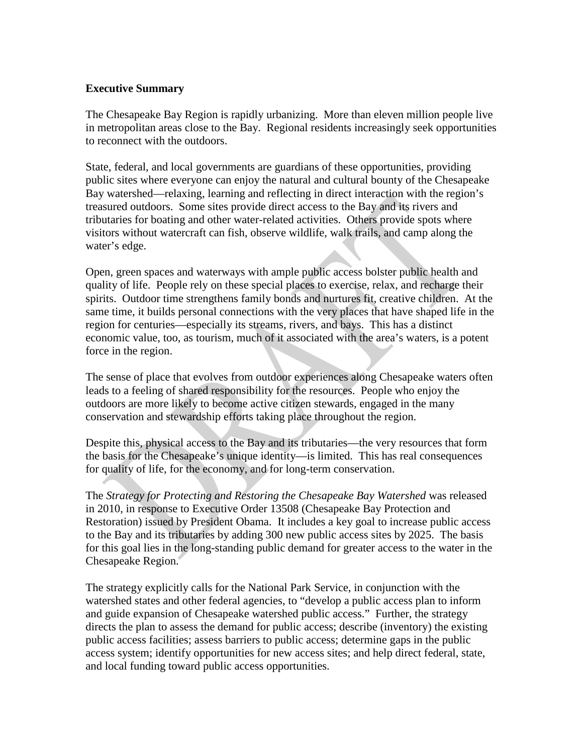**Executive Summary**

The Chesapeake Bay Region is rapidly urbanizing. More than eleven million people live in metropolitan areas close to the Bay. Regional residents increasingly seek opportunities to reconnect with the outdoors.

State, federal, and local governments are guardians of these opportunities, providing public sites where everyone can enjoy the natural and cultural bounty of the Chesapeake Bay watershed—relaxing, learning and reflecting in direct interaction with the region's treasured outdoors. Some sites provide direct access to the Bay and its rivers and tributaries for boating and other water-related activities. Others provide spots where visitors without watercraft can fish, observe wildlife, walk trails, and camp along the water's edge.

Open, green spaces and waterways with ample public access bolster public health and quality of life. People rely on these special places to exercise, relax, and recharge their spirits. Outdoor time strengthens family bonds and nurtures fit, creative children. At the same time, it builds personal connections with the very places that have shaped life in the region for centuries—especially its streams, rivers, and bays. This has a distinct economic value, too, as tourism, much of it associated with the area's waters, is a potent force in the region.

The sense of place that evolves from outdoor experiences along Chesapeake waters often leads to a feeling of shared responsibility for the resources. People who enjoy the outdoors are more likely to become active citizen stewards, engaged in the many conservation and stewardship efforts taking place throughout the region.

Despite this, physical access to the Bay and its tributaries—the very resources that form the basis for the Chesapeake's unique identity—is limited. This has real consequences for quality of life, for the economy, and for long-term conservation.

The *Strategy for Protecting and Restoring the Chesapeake Bay Watershed* was released in 2010, in response to Executive Order 13508 (Chesapeake Bay Protection and Restoration) issued by President Obama. It includes a key goal to increase public access to the Bay and its tributaries by adding 300 new public access sites by 2025. The basis for this goal lies in the long-standing public demand for greater access to the water in the Chesapeake Region.

The strategy explicitly calls for the National Park Service, in conjunction with the watershed states and other federal agencies, to "develop a public access plan to inform and guide expansion of Chesapeake watershed public access." Further, the strategy directs the plan to assess the demand for public access; describe (inventory) the existing public access facilities; assess barriers to public access; determine gaps in the public access system; identify opportunities for new access sites; and help direct federal, state, and local funding toward public access opportunities.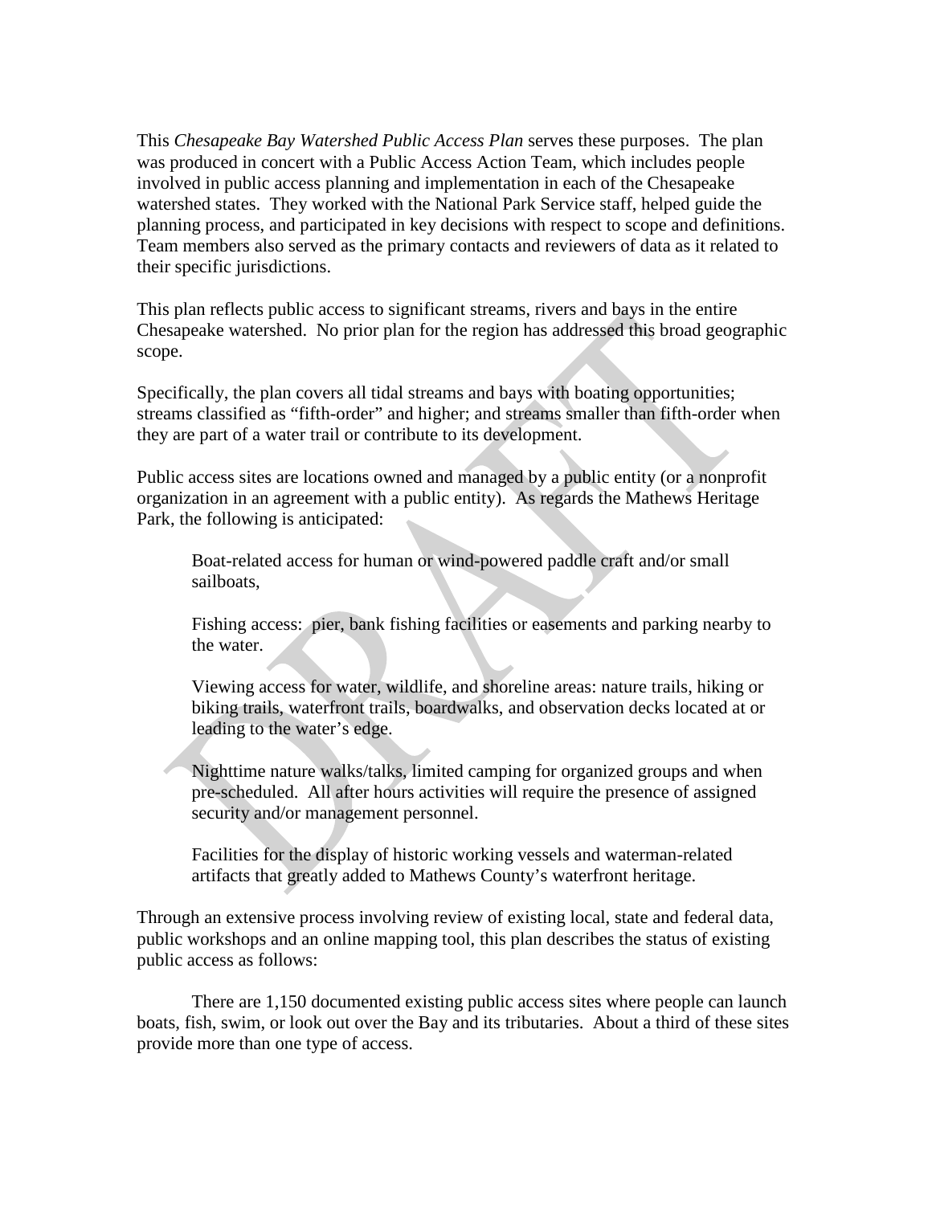This *Chesapeake Bay Watershed Public Access Plan* serves these purposes. The plan was produced in concert with a Public Access Action Team, which includes people involved in public access planning and implementation in each of the Chesapeake watershed states. They worked with the National Park Service staff, helped guide the planning process, and participated in key decisions with respect to scope and definitions. Team members also served as the primary contacts and reviewers of data as it related to their specific jurisdictions.

This plan reflects public access to significant streams, rivers and bays in the entire Chesapeake watershed. No prior plan for the region has addressed this broad geographic scope.

Specifically, the plan covers all tidal streams and bays with boating opportunities; streams classified as "fifth-order" and higher; and streams smaller than fifth-order when they are part of a water trail or contribute to its development.

Public access sites are locations owned and managed by a public entity (or a nonprofit organization in an agreement with a public entity). As regards the Mathews Heritage Park, the following is anticipated:

> Boat-related access for human or wind-powered paddle craft and/or small sailboats,
>
> Fishing access: pier, bank fishing facilities or easements and parking nearby to the water.
>
> Viewing access for water, wildlife, and shoreline areas: nature trails, hiking or biking trails, waterfront trails, boardwalks, and observation decks located at or leading to the water's edge.
>
> Nighttime nature walks/talks, limited camping for organized groups and when pre-scheduled. All after hours activities will require the presence of assigned security and/or management personnel.
>
> Facilities for the display of historic working vessels and waterman-related artifacts that greatly added to Mathews County's waterfront heritage.

Through an extensive process involving review of existing local, state and federal data, public workshops and an online mapping tool, this plan describes the status of existing public access as follows:

There are 1,150 documented existing public access sites where people can launch boats, fish, swim, or look out over the Bay and its tributaries. About a third of these sites provide more than one type of access.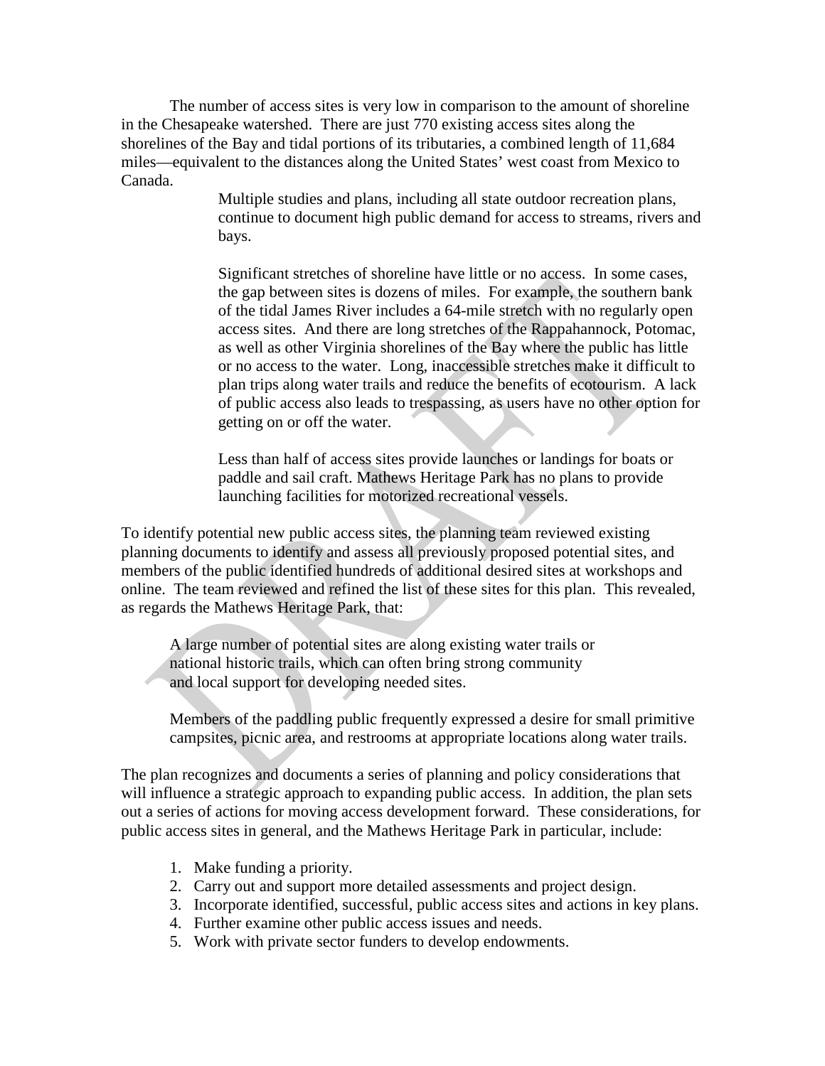The number of access sites is very low in comparison to the amount of shoreline in the Chesapeake watershed. There are just 770 existing access sites along the shorelines of the Bay and tidal portions of its tributaries, a combined length of 11,684 miles—equivalent to the distances along the United States' west coast from Mexico to Canada.

> Multiple studies and plans, including all state outdoor recreation plans, continue to document high public demand for access to streams, rivers and bays.
>
> Significant stretches of shoreline have little or no access. In some cases, the gap between sites is dozens of miles. For example, the southern bank of the tidal James River includes a 64-mile stretch with no regularly open access sites. And there are long stretches of the Rappahannock, Potomac, as well as other Virginia shorelines of the Bay where the public has little or no access to the water. Long, inaccessible stretches make it difficult to plan trips along water trails and reduce the benefits of ecotourism. A lack of public access also leads to trespassing, as users have no other option for getting on or off the water.
>
> Less than half of access sites provide launches or landings for boats or paddle and sail craft. Mathews Heritage Park has no plans to provide launching facilities for motorized recreational vessels.

To identify potential new public access sites, the planning team reviewed existing planning documents to identify and assess all previously proposed potential sites, and members of the public identified hundreds of additional desired sites at workshops and online. The team reviewed and refined the list of these sites for this plan. This revealed, as regards the Mathews Heritage Park, that:

> A large number of potential sites are along existing water trails or national historic trails, which can often bring strong community and local support for developing needed sites.
>
> Members of the paddling public frequently expressed a desire for small primitive campsites, picnic area, and restrooms at appropriate locations along water trails.

The plan recognizes and documents a series of planning and policy considerations that will influence a strategic approach to expanding public access. In addition, the plan sets out a series of actions for moving access development forward. These considerations, for public access sites in general, and the Mathews Heritage Park in particular, include:

1. Make funding a priority.
2. Carry out and support more detailed assessments and project design.
3. Incorporate identified, successful, public access sites and actions in key plans.
4. Further examine other public access issues and needs.
5. Work with private sector funders to develop endowments.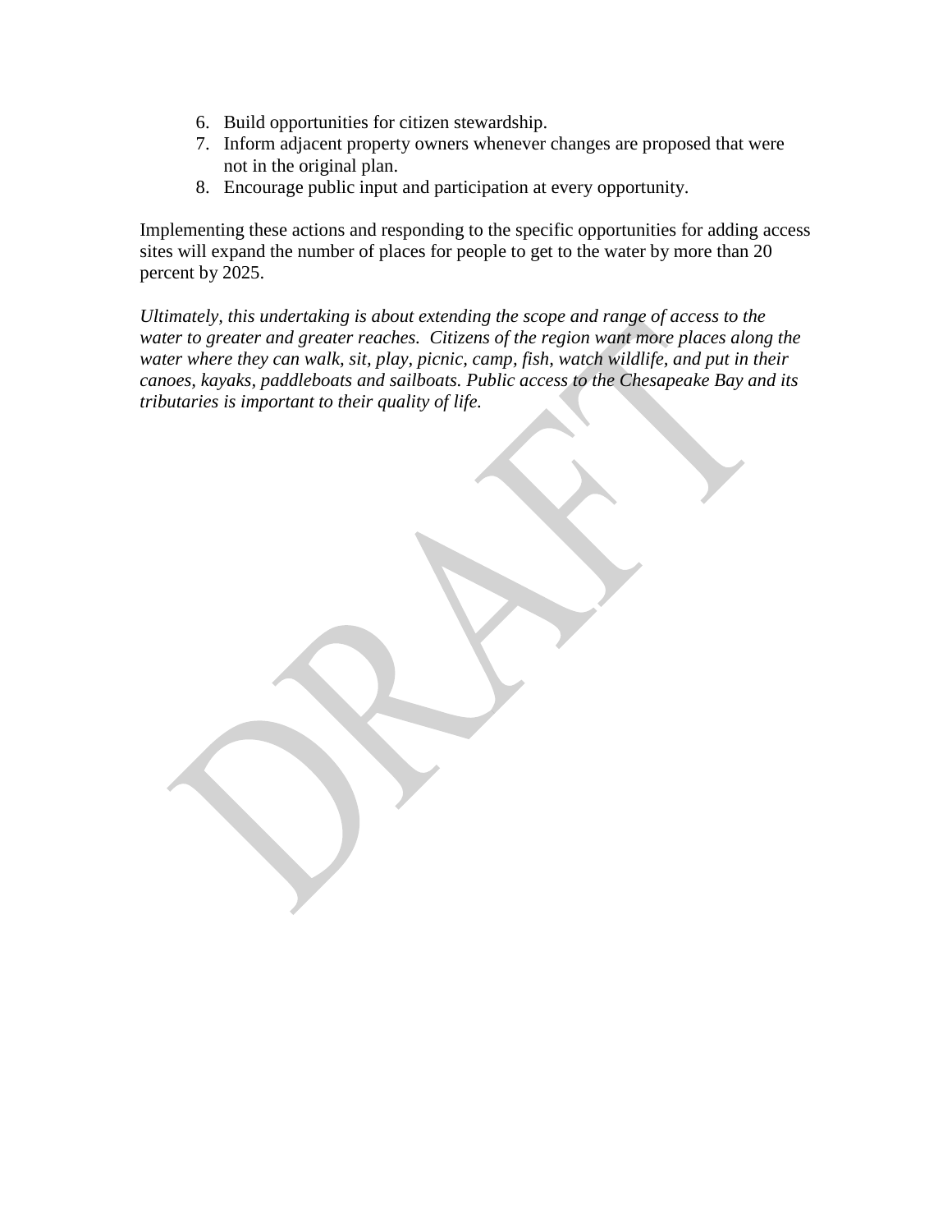6. Build opportunities for citizen stewardship.
7. Inform adjacent property owners whenever changes are proposed that were not in the original plan.
8. Encourage public input and participation at every opportunity.

Implementing these actions and responding to the specific opportunities for adding access sites will expand the number of places for people to get to the water by more than 20 percent by 2025.

*Ultimately, this undertaking is about extending the scope and range of access to the water to greater and greater reaches. Citizens of the region want more places along the water where they can walk, sit, play, picnic, camp, fish, watch wildlife, and put in their canoes, kayaks, paddleboats and sailboats. Public access to the Chesapeake Bay and its tributaries is important to their quality of life.*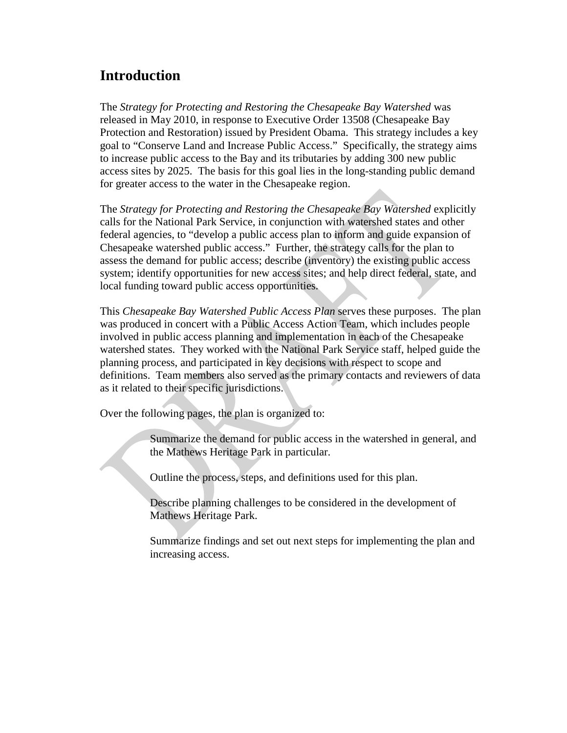## Introduction

The *Strategy for Protecting and Restoring the Chesapeake Bay Watershed* was released in May 2010, in response to Executive Order 13508 (Chesapeake Bay Protection and Restoration) issued by President Obama. This strategy includes a key goal to "Conserve Land and Increase Public Access." Specifically, the strategy aims to increase public access to the Bay and its tributaries by adding 300 new public access sites by 2025. The basis for this goal lies in the long-standing public demand for greater access to the water in the Chesapeake region.

The *Strategy for Protecting and Restoring the Chesapeake Bay Watershed* explicitly calls for the National Park Service, in conjunction with watershed states and other federal agencies, to "develop a public access plan to inform and guide expansion of Chesapeake watershed public access." Further, the strategy calls for the plan to assess the demand for public access; describe (inventory) the existing public access system; identify opportunities for new access sites; and help direct federal, state, and local funding toward public access opportunities.

This *Chesapeake Bay Watershed Public Access Plan* serves these purposes. The plan was produced in concert with a Public Access Action Team, which includes people involved in public access planning and implementation in each of the Chesapeake watershed states. They worked with the National Park Service staff, helped guide the planning process, and participated in key decisions with respect to scope and definitions. Team members also served as the primary contacts and reviewers of data as it related to their specific jurisdictions.

Over the following pages, the plan is organized to:

- Summarize the demand for public access in the watershed in general, and the Mathews Heritage Park in particular.
- Outline the process, steps, and definitions used for this plan.
- Describe planning challenges to be considered in the development of Mathews Heritage Park.
- Summarize findings and set out next steps for implementing the plan and increasing access.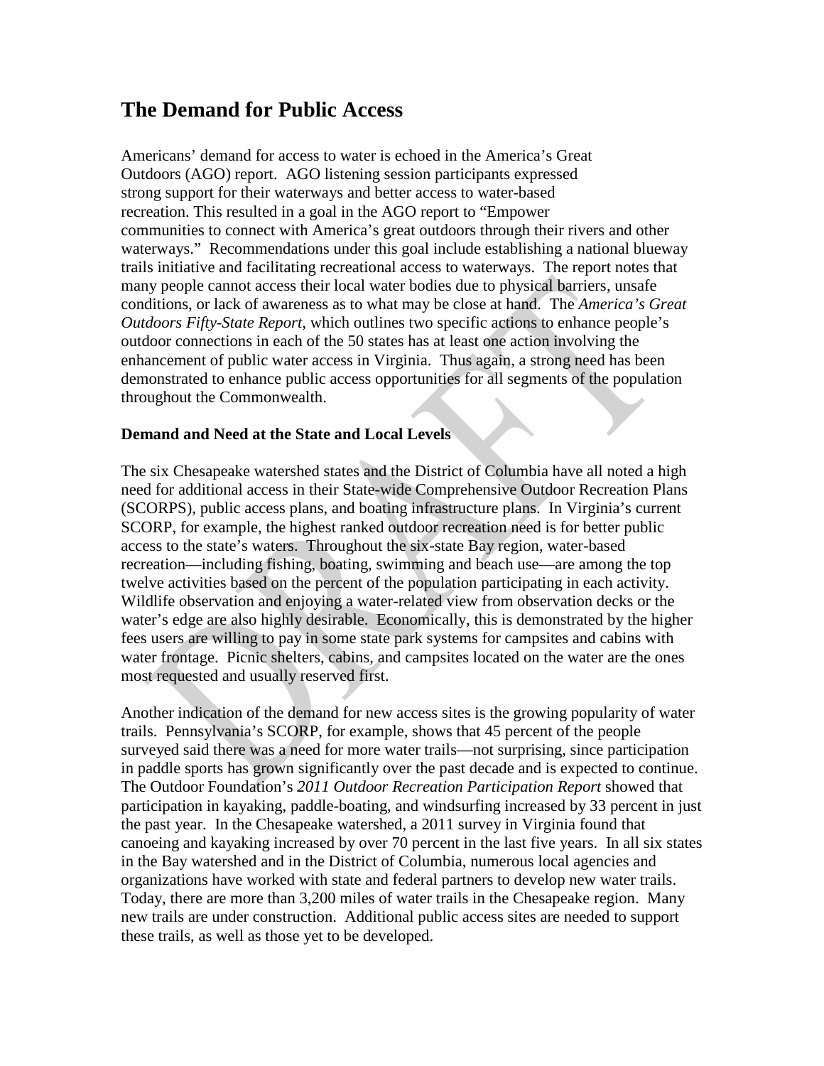# The Demand for Public Access

Americans' demand for access to water is echoed in the America's Great Outdoors (AGO) report. AGO listening session participants expressed strong support for their waterways and better access to water-based recreation. This resulted in a goal in the AGO report to "Empower communities to connect with America's great outdoors through their rivers and other waterways." Recommendations under this goal include establishing a national blueway trails initiative and facilitating recreational access to waterways. The report notes that many people cannot access their local water bodies due to physical barriers, unsafe conditions, or lack of awareness as to what may be close at hand. The *America's Great Outdoors Fifty-State Report*, which outlines two specific actions to enhance people's outdoor connections in each of the 50 states has at least one action involving the enhancement of public water access in Virginia. Thus again, a strong need has been demonstrated to enhance public access opportunities for all segments of the population throughout the Commonwealth.

**Demand and Need at the State and Local Levels**

The six Chesapeake watershed states and the District of Columbia have all noted a high need for additional access in their State-wide Comprehensive Outdoor Recreation Plans (SCORPS), public access plans, and boating infrastructure plans. In Virginia's current SCORP, for example, the highest ranked outdoor recreation need is for better public access to the state's waters. Throughout the six-state Bay region, water-based recreation—including fishing, boating, swimming and beach use—are among the top twelve activities based on the percent of the population participating in each activity. Wildlife observation and enjoying a water-related view from observation decks or the water's edge are also highly desirable. Economically, this is demonstrated by the higher fees users are willing to pay in some state park systems for campsites and cabins with water frontage. Picnic shelters, cabins, and campsites located on the water are the ones most requested and usually reserved first.

Another indication of the demand for new access sites is the growing popularity of water trails. Pennsylvania's SCORP, for example, shows that 45 percent of the people surveyed said there was a need for more water trails—not surprising, since participation in paddle sports has grown significantly over the past decade and is expected to continue. The Outdoor Foundation's *2011 Outdoor Recreation Participation Report* showed that participation in kayaking, paddle-boating, and windsurfing increased by 33 percent in just the past year. In the Chesapeake watershed, a 2011 survey in Virginia found that canoeing and kayaking increased by over 70 percent in the last five years. In all six states in the Bay watershed and in the District of Columbia, numerous local agencies and organizations have worked with state and federal partners to develop new water trails. Today, there are more than 3,200 miles of water trails in the Chesapeake region. Many new trails are under construction. Additional public access sites are needed to support these trails, as well as those yet to be developed.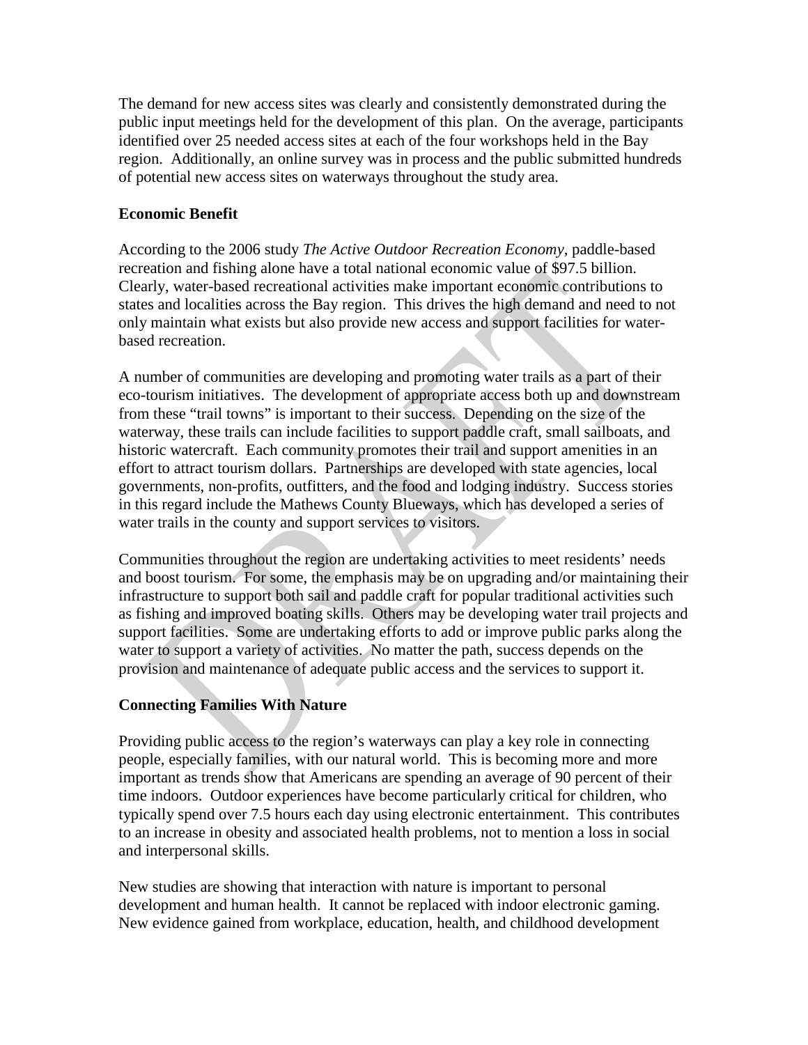The demand for new access sites was clearly and consistently demonstrated during the public input meetings held for the development of this plan. On the average, participants identified over 25 needed access sites at each of the four workshops held in the Bay region. Additionally, an online survey was in process and the public submitted hundreds of potential new access sites on waterways throughout the study area.

**Economic Benefit**

According to the 2006 study *The Active Outdoor Recreation Economy*, paddle-based recreation and fishing alone have a total national economic value of $97.5 billion. Clearly, water-based recreational activities make important economic contributions to states and localities across the Bay region. This drives the high demand and need to not only maintain what exists but also provide new access and support facilities for water-based recreation.

A number of communities are developing and promoting water trails as a part of their eco-tourism initiatives. The development of appropriate access both up and downstream from these "trail towns" is important to their success. Depending on the size of the waterway, these trails can include facilities to support paddle craft, small sailboats, and historic watercraft. Each community promotes their trail and support amenities in an effort to attract tourism dollars. Partnerships are developed with state agencies, local governments, non-profits, outfitters, and the food and lodging industry. Success stories in this regard include the Mathews County Blueways, which has developed a series of water trails in the county and support services to visitors.

Communities throughout the region are undertaking activities to meet residents' needs and boost tourism. For some, the emphasis may be on upgrading and/or maintaining their infrastructure to support both sail and paddle craft for popular traditional activities such as fishing and improved boating skills. Others may be developing water trail projects and support facilities. Some are undertaking efforts to add or improve public parks along the water to support a variety of activities. No matter the path, success depends on the provision and maintenance of adequate public access and the services to support it.

**Connecting Families With Nature**

Providing public access to the region's waterways can play a key role in connecting people, especially families, with our natural world. This is becoming more and more important as trends show that Americans are spending an average of 90 percent of their time indoors. Outdoor experiences have become particularly critical for children, who typically spend over 7.5 hours each day using electronic entertainment. This contributes to an increase in obesity and associated health problems, not to mention a loss in social and interpersonal skills.

New studies are showing that interaction with nature is important to personal development and human health. It cannot be replaced with indoor electronic gaming. New evidence gained from workplace, education, health, and childhood development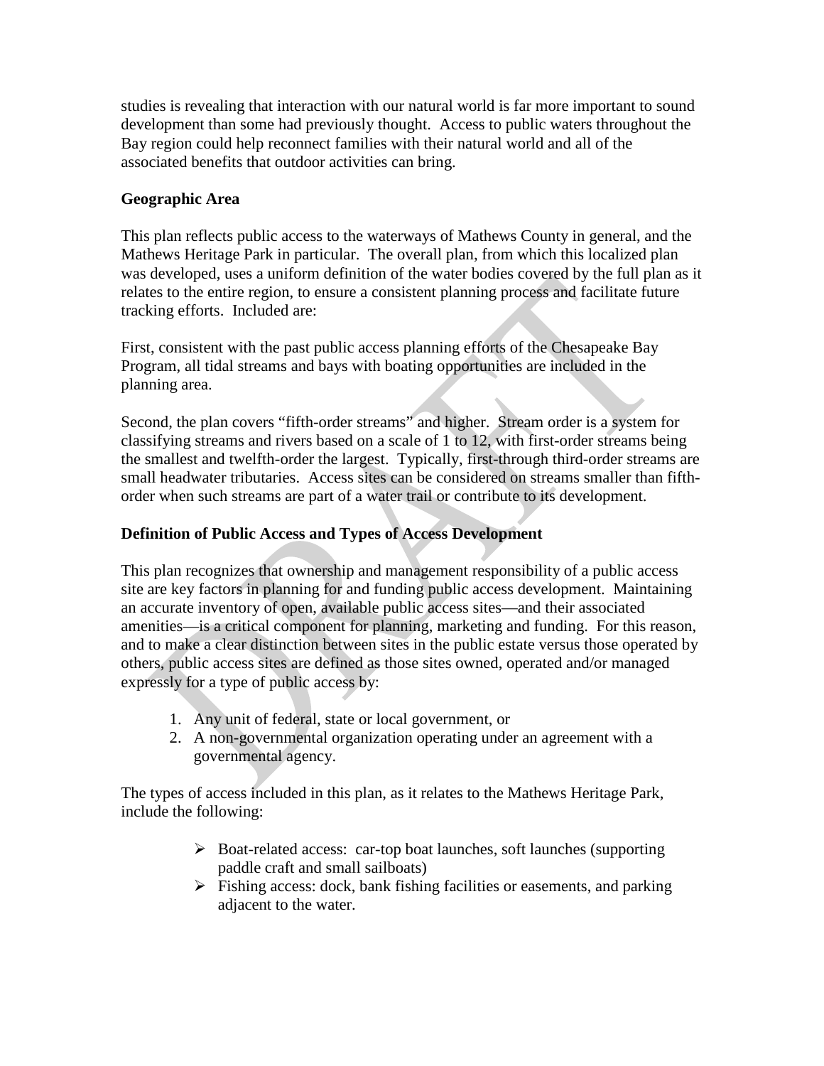studies is revealing that interaction with our natural world is far more important to sound development than some had previously thought. Access to public waters throughout the Bay region could help reconnect families with their natural world and all of the associated benefits that outdoor activities can bring.

**Geographic Area**

This plan reflects public access to the waterways of Mathews County in general, and the Mathews Heritage Park in particular. The overall plan, from which this localized plan was developed, uses a uniform definition of the water bodies covered by the full plan as it relates to the entire region, to ensure a consistent planning process and facilitate future tracking efforts. Included are:

First, consistent with the past public access planning efforts of the Chesapeake Bay Program, all tidal streams and bays with boating opportunities are included in the planning area.

Second, the plan covers "fifth-order streams" and higher. Stream order is a system for classifying streams and rivers based on a scale of 1 to 12, with first-order streams being the smallest and twelfth-order the largest. Typically, first-through third-order streams are small headwater tributaries. Access sites can be considered on streams smaller than fifth-order when such streams are part of a water trail or contribute to its development.

**Definition of Public Access and Types of Access Development**

This plan recognizes that ownership and management responsibility of a public access site are key factors in planning for and funding public access development. Maintaining an accurate inventory of open, available public access sites—and their associated amenities—is a critical component for planning, marketing and funding. For this reason, and to make a clear distinction between sites in the public estate versus those operated by others, public access sites are defined as those sites owned, operated and/or managed expressly for a type of public access by:

1. Any unit of federal, state or local government, or
2. A non-governmental organization operating under an agreement with a governmental agency.

The types of access included in this plan, as it relates to the Mathews Heritage Park, include the following:

- Boat-related access: car-top boat launches, soft launches (supporting paddle craft and small sailboats)
- Fishing access: dock, bank fishing facilities or easements, and parking adjacent to the water.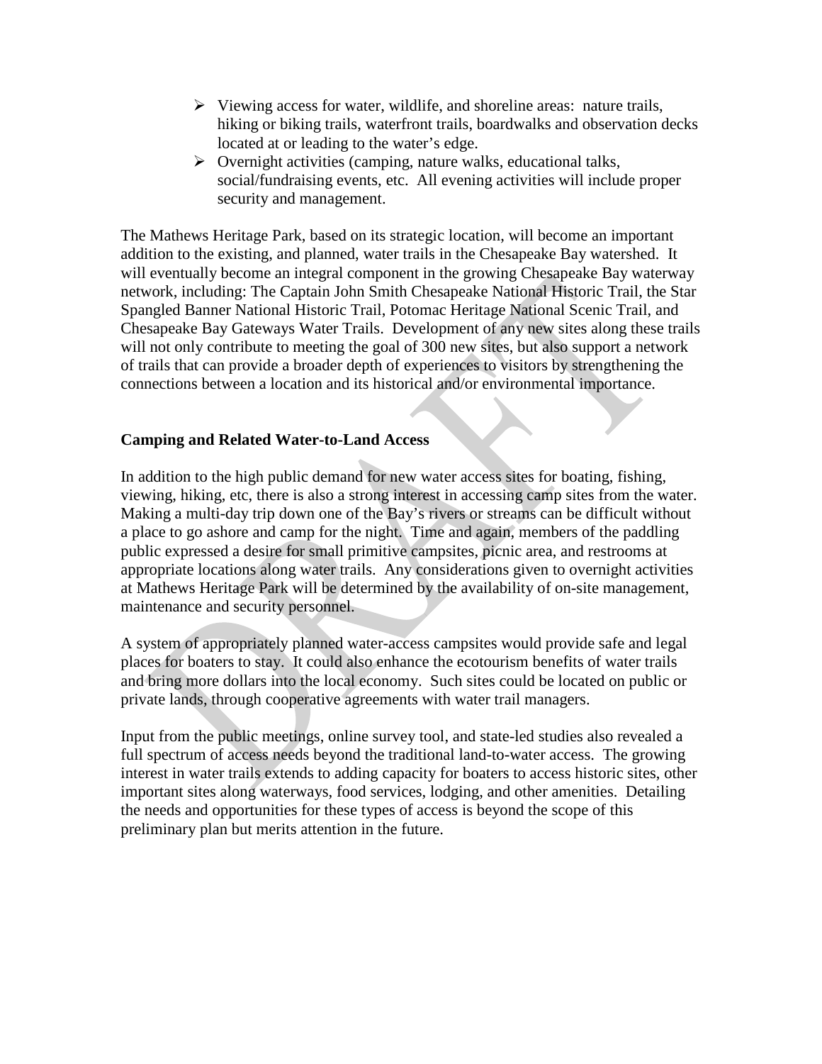- Viewing access for water, wildlife, and shoreline areas: nature trails, hiking or biking trails, waterfront trails, boardwalks and observation decks located at or leading to the water's edge.
- Overnight activities (camping, nature walks, educational talks, social/fundraising events, etc. All evening activities will include proper security and management.

The Mathews Heritage Park, based on its strategic location, will become an important addition to the existing, and planned, water trails in the Chesapeake Bay watershed. It will eventually become an integral component in the growing Chesapeake Bay waterway network, including: The Captain John Smith Chesapeake National Historic Trail, the Star Spangled Banner National Historic Trail, Potomac Heritage National Scenic Trail, and Chesapeake Bay Gateways Water Trails. Development of any new sites along these trails will not only contribute to meeting the goal of 300 new sites, but also support a network of trails that can provide a broader depth of experiences to visitors by strengthening the connections between a location and its historical and/or environmental importance.

**Camping and Related Water-to-Land Access**

In addition to the high public demand for new water access sites for boating, fishing, viewing, hiking, etc, there is also a strong interest in accessing camp sites from the water. Making a multi-day trip down one of the Bay's rivers or streams can be difficult without a place to go ashore and camp for the night. Time and again, members of the paddling public expressed a desire for small primitive campsites, picnic area, and restrooms at appropriate locations along water trails. Any considerations given to overnight activities at Mathews Heritage Park will be determined by the availability of on-site management, maintenance and security personnel.

A system of appropriately planned water-access campsites would provide safe and legal places for boaters to stay. It could also enhance the ecotourism benefits of water trails and bring more dollars into the local economy. Such sites could be located on public or private lands, through cooperative agreements with water trail managers.

Input from the public meetings, online survey tool, and state-led studies also revealed a full spectrum of access needs beyond the traditional land-to-water access. The growing interest in water trails extends to adding capacity for boaters to access historic sites, other important sites along waterways, food services, lodging, and other amenities. Detailing the needs and opportunities for these types of access is beyond the scope of this preliminary plan but merits attention in the future.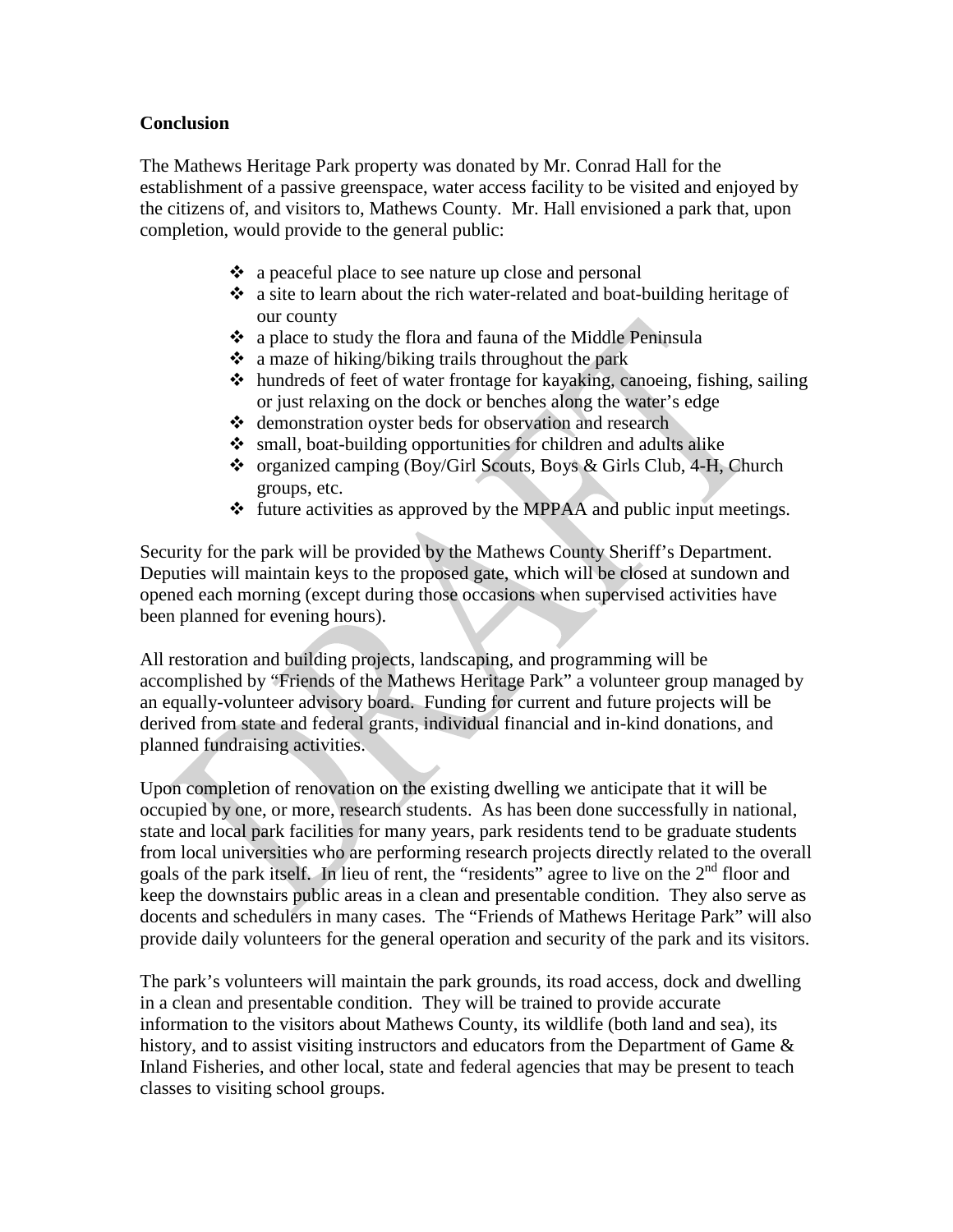**Conclusion**

The Mathews Heritage Park property was donated by Mr. Conrad Hall for the establishment of a passive greenspace, water access facility to be visited and enjoyed by the citizens of, and visitors to, Mathews County. Mr. Hall envisioned a park that, upon completion, would provide to the general public:

- a peaceful place to see nature up close and personal
- a site to learn about the rich water-related and boat-building heritage of our county
- a place to study the flora and fauna of the Middle Peninsula
- a maze of hiking/biking trails throughout the park
- hundreds of feet of water frontage for kayaking, canoeing, fishing, sailing or just relaxing on the dock or benches along the water's edge
- demonstration oyster beds for observation and research
- small, boat-building opportunities for children and adults alike
- organized camping (Boy/Girl Scouts, Boys & Girls Club, 4-H, Church groups, etc.
- future activities as approved by the MPPAA and public input meetings.

Security for the park will be provided by the Mathews County Sheriff's Department. Deputies will maintain keys to the proposed gate, which will be closed at sundown and opened each morning (except during those occasions when supervised activities have been planned for evening hours).

All restoration and building projects, landscaping, and programming will be accomplished by "Friends of the Mathews Heritage Park" a volunteer group managed by an equally-volunteer advisory board. Funding for current and future projects will be derived from state and federal grants, individual financial and in-kind donations, and planned fundraising activities.

Upon completion of renovation on the existing dwelling we anticipate that it will be occupied by one, or more, research students. As has been done successfully in national, state and local park facilities for many years, park residents tend to be graduate students from local universities who are performing research projects directly related to the overall goals of the park itself. In lieu of rent, the "residents" agree to live on the 2nd floor and keep the downstairs public areas in a clean and presentable condition. They also serve as docents and schedulers in many cases. The "Friends of Mathews Heritage Park" will also provide daily volunteers for the general operation and security of the park and its visitors.

The park's volunteers will maintain the park grounds, its road access, dock and dwelling in a clean and presentable condition. They will be trained to provide accurate information to the visitors about Mathews County, its wildlife (both land and sea), its history, and to assist visiting instructors and educators from the Department of Game & Inland Fisheries, and other local, state and federal agencies that may be present to teach classes to visiting school groups.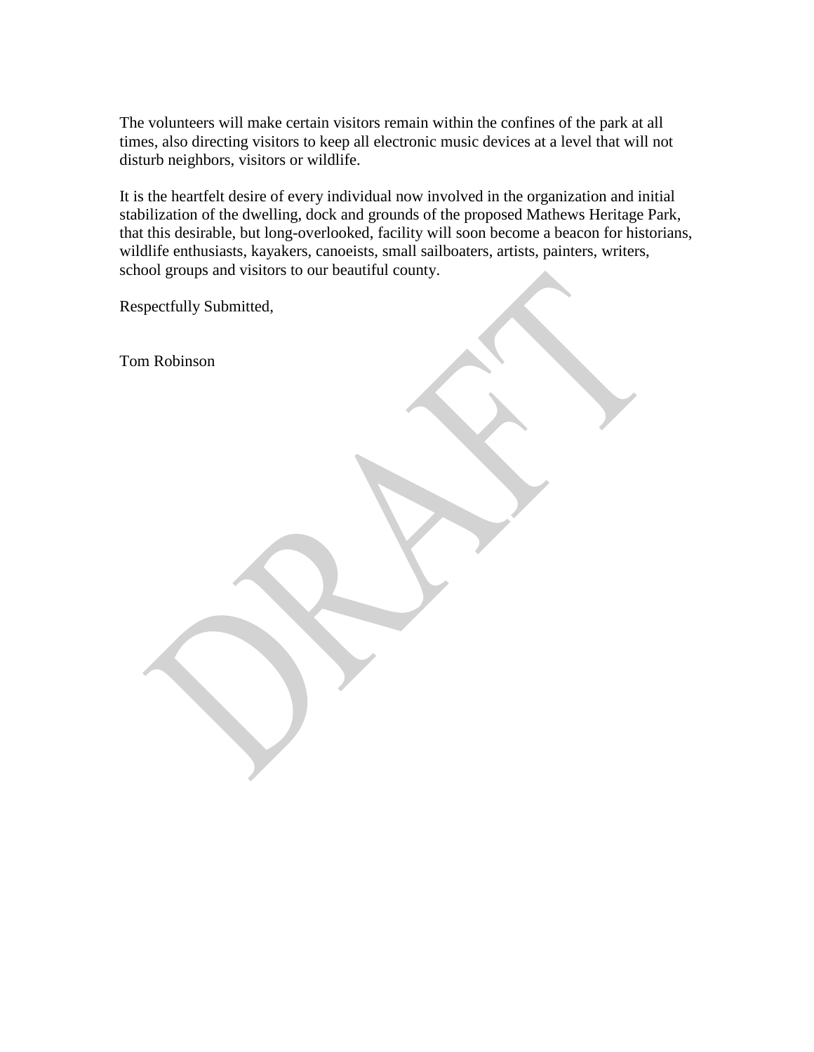The volunteers will make certain visitors remain within the confines of the park at all times, also directing visitors to keep all electronic music devices at a level that will not disturb neighbors, visitors or wildlife.

It is the heartfelt desire of every individual now involved in the organization and initial stabilization of the dwelling, dock and grounds of the proposed Mathews Heritage Park, that this desirable, but long-overlooked, facility will soon become a beacon for historians, wildlife enthusiasts, kayakers, canoeists, small sailboaters, artists, painters, writers, school groups and visitors to our beautiful county.

Respectfully Submitted,

Tom Robinson